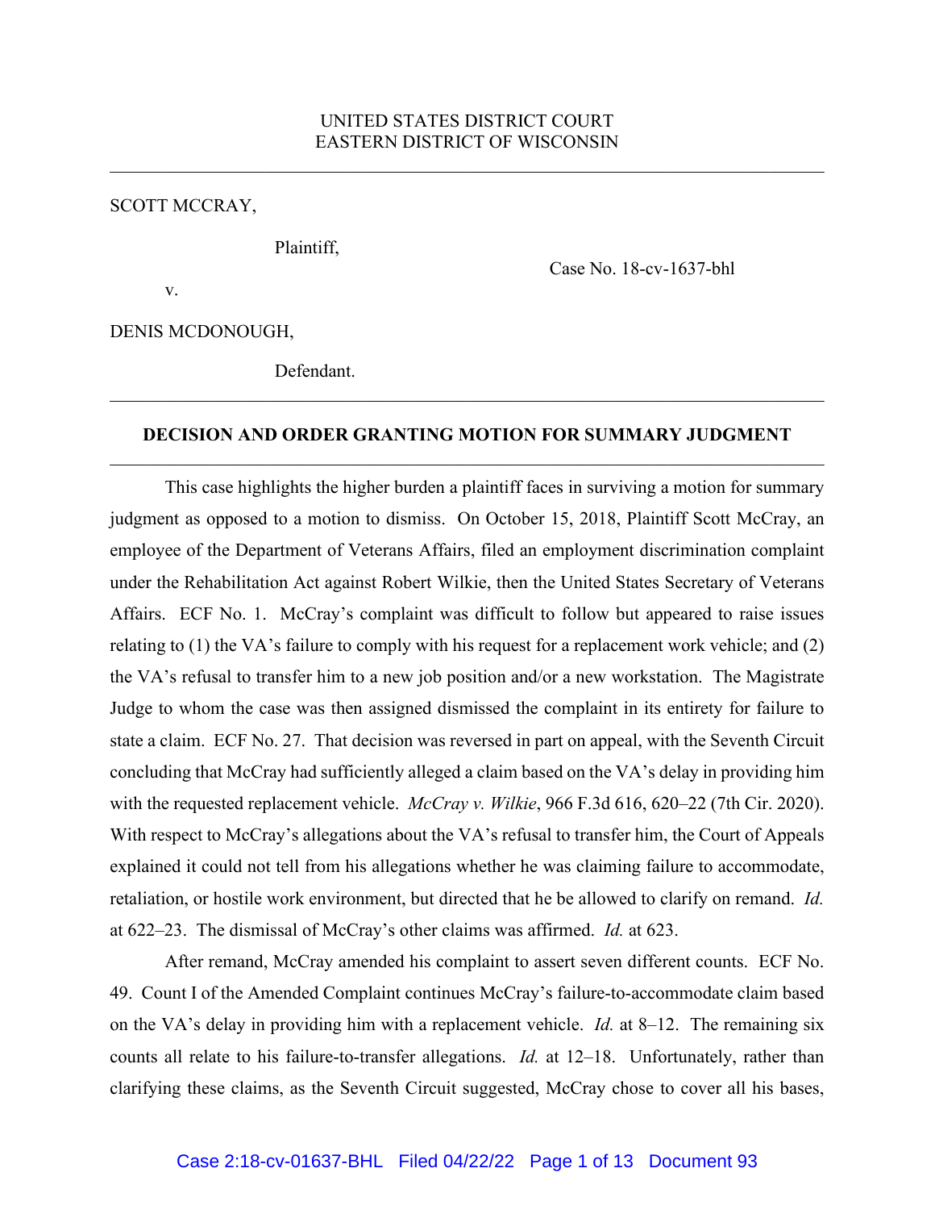UNITED STATES DISTRICT COURT
EASTERN DISTRICT OF WISCONSIN

---

SCOTT MCCRAY,

Plaintiff,

Case No. 18-cv-1637-bhl

v.

DENIS MCDONOUGH,

Defendant.

---

**DECISION AND ORDER GRANTING MOTION FOR SUMMARY JUDGMENT**

---

This case highlights the higher burden a plaintiff faces in surviving a motion for summary judgment as opposed to a motion to dismiss. On October 15, 2018, Plaintiff Scott McCray, an employee of the Department of Veterans Affairs, filed an employment discrimination complaint under the Rehabilitation Act against Robert Wilkie, then the United States Secretary of Veterans Affairs. ECF No. 1. McCray's complaint was difficult to follow but appeared to raise issues relating to (1) the VA's failure to comply with his request for a replacement work vehicle; and (2) the VA's refusal to transfer him to a new job position and/or a new workstation. The Magistrate Judge to whom the case was then assigned dismissed the complaint in its entirety for failure to state a claim. ECF No. 27. That decision was reversed in part on appeal, with the Seventh Circuit concluding that McCray had sufficiently alleged a claim based on the VA's delay in providing him with the requested replacement vehicle. *McCray v. Wilkie*, 966 F.3d 616, 620–22 (7th Cir. 2020). With respect to McCray's allegations about the VA's refusal to transfer him, the Court of Appeals explained it could not tell from his allegations whether he was claiming failure to accommodate, retaliation, or hostile work environment, but directed that he be allowed to clarify on remand. *Id.* at 622–23. The dismissal of McCray's other claims was affirmed. *Id.* at 623.

After remand, McCray amended his complaint to assert seven different counts. ECF No. 49. Count I of the Amended Complaint continues McCray's failure-to-accommodate claim based on the VA's delay in providing him with a replacement vehicle. *Id.* at 8–12. The remaining six counts all relate to his failure-to-transfer allegations. *Id.* at 12–18. Unfortunately, rather than clarifying these claims, as the Seventh Circuit suggested, McCray chose to cover all his bases,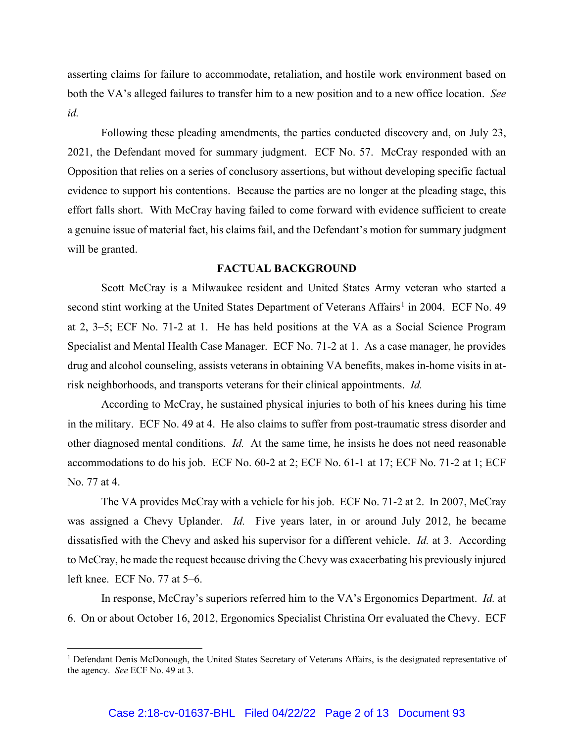asserting claims for failure to accommodate, retaliation, and hostile work environment based on both the VA's alleged failures to transfer him to a new position and to a new office location. *See id.*

Following these pleading amendments, the parties conducted discovery and, on July 23, 2021, the Defendant moved for summary judgment. ECF No. 57. McCray responded with an Opposition that relies on a series of conclusory assertions, but without developing specific factual evidence to support his contentions. Because the parties are no longer at the pleading stage, this effort falls short. With McCray having failed to come forward with evidence sufficient to create a genuine issue of material fact, his claims fail, and the Defendant's motion for summary judgment will be granted.

## FACTUAL BACKGROUND

Scott McCray is a Milwaukee resident and United States Army veteran who started a second stint working at the United States Department of Veterans Affairs[1] in 2004. ECF No. 49 at 2, 3–5; ECF No. 71-2 at 1. He has held positions at the VA as a Social Science Program Specialist and Mental Health Case Manager. ECF No. 71-2 at 1. As a case manager, he provides drug and alcohol counseling, assists veterans in obtaining VA benefits, makes in-home visits in at-risk neighborhoods, and transports veterans for their clinical appointments. *Id.*

According to McCray, he sustained physical injuries to both of his knees during his time in the military. ECF No. 49 at 4. He also claims to suffer from post-traumatic stress disorder and other diagnosed mental conditions. *Id.* At the same time, he insists he does not need reasonable accommodations to do his job. ECF No. 60-2 at 2; ECF No. 61-1 at 17; ECF No. 71-2 at 1; ECF No. 77 at 4.

The VA provides McCray with a vehicle for his job. ECF No. 71-2 at 2. In 2007, McCray was assigned a Chevy Uplander. *Id.* Five years later, in or around July 2012, he became dissatisfied with the Chevy and asked his supervisor for a different vehicle. *Id.* at 3. According to McCray, he made the request because driving the Chevy was exacerbating his previously injured left knee. ECF No. 77 at 5–6.

In response, McCray's superiors referred him to the VA's Ergonomics Department. *Id.* at 6. On or about October 16, 2012, Ergonomics Specialist Christina Orr evaluated the Chevy. ECF

---

[1] Defendant Denis McDonough, the United States Secretary of Veterans Affairs, is the designated representative of the agency. *See* ECF No. 49 at 3.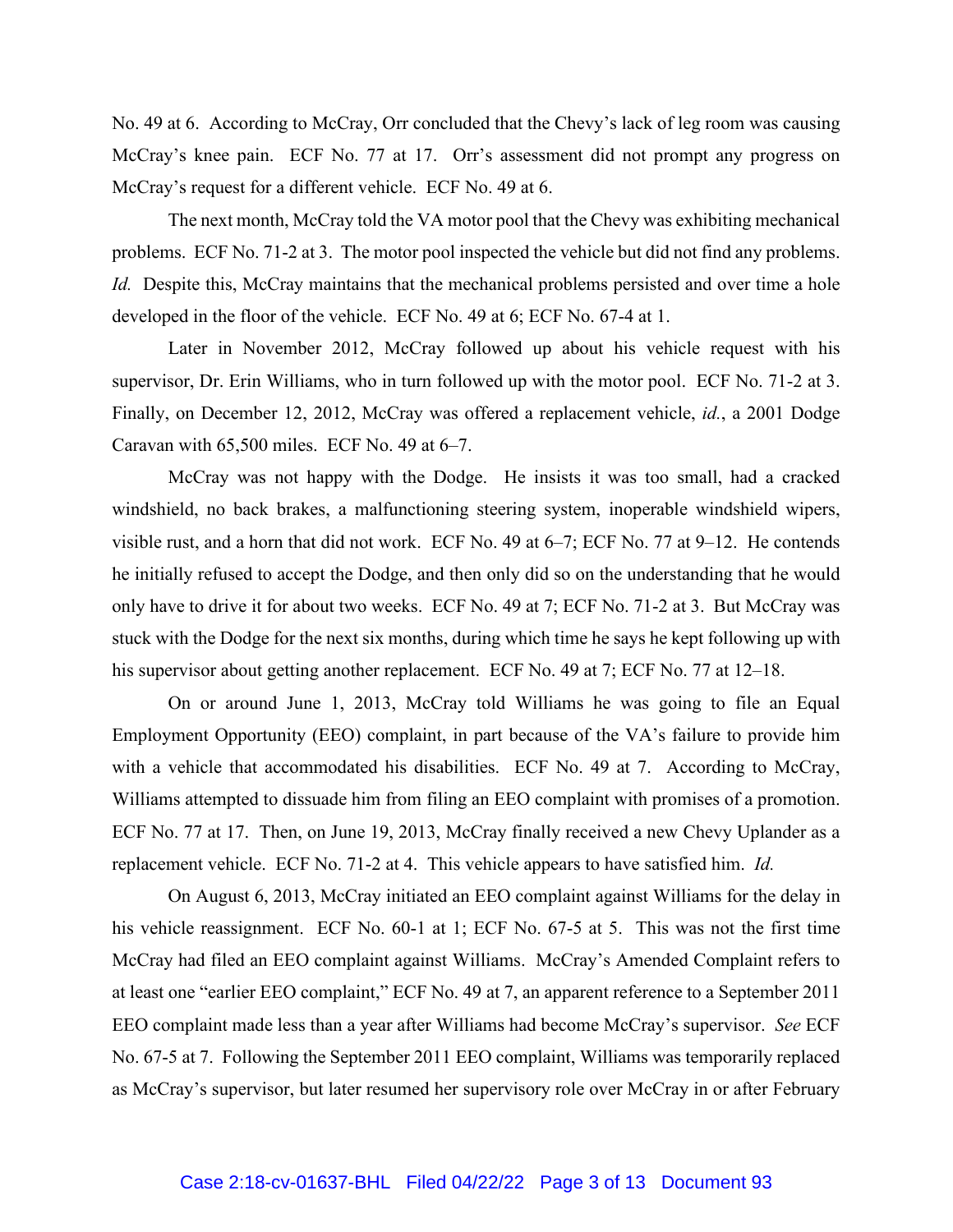No. 49 at 6. According to McCray, Orr concluded that the Chevy's lack of leg room was causing McCray's knee pain. ECF No. 77 at 17. Orr's assessment did not prompt any progress on McCray's request for a different vehicle. ECF No. 49 at 6.

The next month, McCray told the VA motor pool that the Chevy was exhibiting mechanical problems. ECF No. 71-2 at 3. The motor pool inspected the vehicle but did not find any problems. *Id.* Despite this, McCray maintains that the mechanical problems persisted and over time a hole developed in the floor of the vehicle. ECF No. 49 at 6; ECF No. 67-4 at 1.

Later in November 2012, McCray followed up about his vehicle request with his supervisor, Dr. Erin Williams, who in turn followed up with the motor pool. ECF No. 71-2 at 3. Finally, on December 12, 2012, McCray was offered a replacement vehicle, *id.*, a 2001 Dodge Caravan with 65,500 miles. ECF No. 49 at 6–7.

McCray was not happy with the Dodge. He insists it was too small, had a cracked windshield, no back brakes, a malfunctioning steering system, inoperable windshield wipers, visible rust, and a horn that did not work. ECF No. 49 at 6–7; ECF No. 77 at 9–12. He contends he initially refused to accept the Dodge, and then only did so on the understanding that he would only have to drive it for about two weeks. ECF No. 49 at 7; ECF No. 71-2 at 3. But McCray was stuck with the Dodge for the next six months, during which time he says he kept following up with his supervisor about getting another replacement. ECF No. 49 at 7; ECF No. 77 at 12–18.

On or around June 1, 2013, McCray told Williams he was going to file an Equal Employment Opportunity (EEO) complaint, in part because of the VA's failure to provide him with a vehicle that accommodated his disabilities. ECF No. 49 at 7. According to McCray, Williams attempted to dissuade him from filing an EEO complaint with promises of a promotion. ECF No. 77 at 17. Then, on June 19, 2013, McCray finally received a new Chevy Uplander as a replacement vehicle. ECF No. 71-2 at 4. This vehicle appears to have satisfied him. *Id.*

On August 6, 2013, McCray initiated an EEO complaint against Williams for the delay in his vehicle reassignment. ECF No. 60-1 at 1; ECF No. 67-5 at 5. This was not the first time McCray had filed an EEO complaint against Williams. McCray's Amended Complaint refers to at least one "earlier EEO complaint," ECF No. 49 at 7, an apparent reference to a September 2011 EEO complaint made less than a year after Williams had become McCray's supervisor. *See* ECF No. 67-5 at 7. Following the September 2011 EEO complaint, Williams was temporarily replaced as McCray's supervisor, but later resumed her supervisory role over McCray in or after February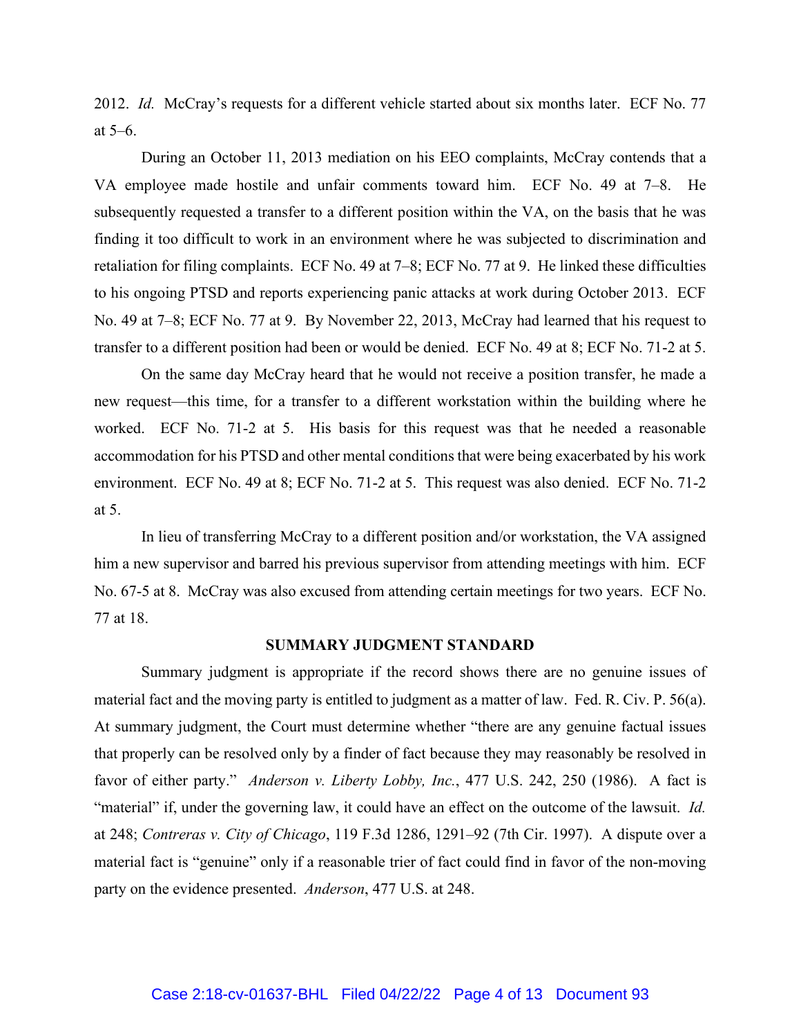2012. *Id.* McCray's requests for a different vehicle started about six months later. ECF No. 77 at 5–6.

During an October 11, 2013 mediation on his EEO complaints, McCray contends that a VA employee made hostile and unfair comments toward him. ECF No. 49 at 7–8. He subsequently requested a transfer to a different position within the VA, on the basis that he was finding it too difficult to work in an environment where he was subjected to discrimination and retaliation for filing complaints. ECF No. 49 at 7–8; ECF No. 77 at 9. He linked these difficulties to his ongoing PTSD and reports experiencing panic attacks at work during October 2013. ECF No. 49 at 7–8; ECF No. 77 at 9. By November 22, 2013, McCray had learned that his request to transfer to a different position had been or would be denied. ECF No. 49 at 8; ECF No. 71-2 at 5.

On the same day McCray heard that he would not receive a position transfer, he made a new request—this time, for a transfer to a different workstation within the building where he worked. ECF No. 71-2 at 5. His basis for this request was that he needed a reasonable accommodation for his PTSD and other mental conditions that were being exacerbated by his work environment. ECF No. 49 at 8; ECF No. 71-2 at 5. This request was also denied. ECF No. 71-2 at 5.

In lieu of transferring McCray to a different position and/or workstation, the VA assigned him a new supervisor and barred his previous supervisor from attending meetings with him. ECF No. 67-5 at 8. McCray was also excused from attending certain meetings for two years. ECF No. 77 at 18.

## SUMMARY JUDGMENT STANDARD

Summary judgment is appropriate if the record shows there are no genuine issues of material fact and the moving party is entitled to judgment as a matter of law. Fed. R. Civ. P. 56(a). At summary judgment, the Court must determine whether "there are any genuine factual issues that properly can be resolved only by a finder of fact because they may reasonably be resolved in favor of either party." *Anderson v. Liberty Lobby, Inc.*, 477 U.S. 242, 250 (1986). A fact is "material" if, under the governing law, it could have an effect on the outcome of the lawsuit. *Id.* at 248; *Contreras v. City of Chicago*, 119 F.3d 1286, 1291–92 (7th Cir. 1997). A dispute over a material fact is "genuine" only if a reasonable trier of fact could find in favor of the non-moving party on the evidence presented. *Anderson*, 477 U.S. at 248.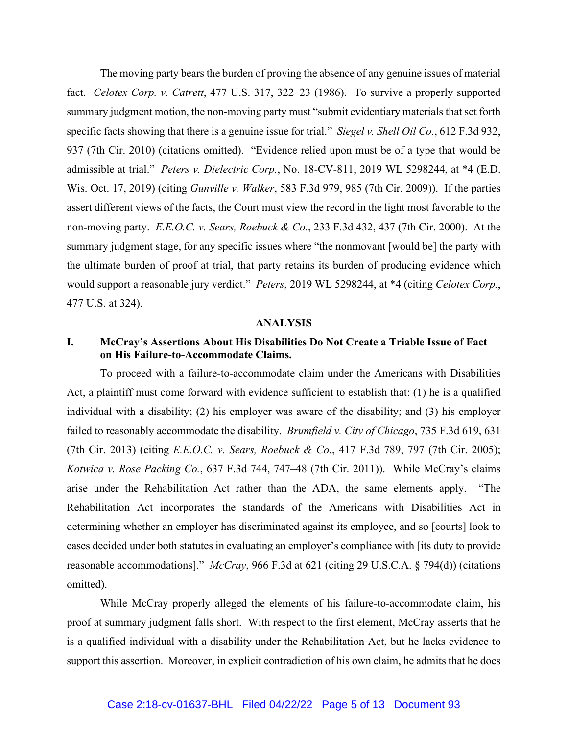The moving party bears the burden of proving the absence of any genuine issues of material fact. *Celotex Corp. v. Catrett*, 477 U.S. 317, 322–23 (1986). To survive a properly supported summary judgment motion, the non-moving party must "submit evidentiary materials that set forth specific facts showing that there is a genuine issue for trial." *Siegel v. Shell Oil Co.*, 612 F.3d 932, 937 (7th Cir. 2010) (citations omitted). "Evidence relied upon must be of a type that would be admissible at trial." *Peters v. Dielectric Corp.*, No. 18-CV-811, 2019 WL 5298244, at *4 (E.D. Wis. Oct. 17, 2019) (citing *Gunville v. Walker*, 583 F.3d 979, 985 (7th Cir. 2009)). If the parties assert different views of the facts, the Court must view the record in the light most favorable to the non-moving party. *E.E.O.C. v. Sears, Roebuck & Co.*, 233 F.3d 432, 437 (7th Cir. 2000). At the summary judgment stage, for any specific issues where "the nonmovant [would be] the party with the ultimate burden of proof at trial, that party retains its burden of producing evidence which would support a reasonable jury verdict." *Peters*, 2019 WL 5298244, at *4 (citing *Celotex Corp.*, 477 U.S. at 324).

## ANALYSIS

### I. McCray's Assertions About His Disabilities Do Not Create a Triable Issue of Fact on His Failure-to-Accommodate Claims.

To proceed with a failure-to-accommodate claim under the Americans with Disabilities Act, a plaintiff must come forward with evidence sufficient to establish that: (1) he is a qualified individual with a disability; (2) his employer was aware of the disability; and (3) his employer failed to reasonably accommodate the disability. *Brumfield v. City of Chicago*, 735 F.3d 619, 631 (7th Cir. 2013) (citing *E.E.O.C. v. Sears, Roebuck & Co.*, 417 F.3d 789, 797 (7th Cir. 2005); *Kotwica v. Rose Packing Co.*, 637 F.3d 744, 747–48 (7th Cir. 2011)). While McCray's claims arise under the Rehabilitation Act rather than the ADA, the same elements apply. "The Rehabilitation Act incorporates the standards of the Americans with Disabilities Act in determining whether an employer has discriminated against its employee, and so [courts] look to cases decided under both statutes in evaluating an employer's compliance with [its duty to provide reasonable accommodations]." *McCray*, 966 F.3d at 621 (citing 29 U.S.C.A. § 794(d)) (citations omitted).

While McCray properly alleged the elements of his failure-to-accommodate claim, his proof at summary judgment falls short. With respect to the first element, McCray asserts that he is a qualified individual with a disability under the Rehabilitation Act, but he lacks evidence to support this assertion. Moreover, in explicit contradiction of his own claim, he admits that he does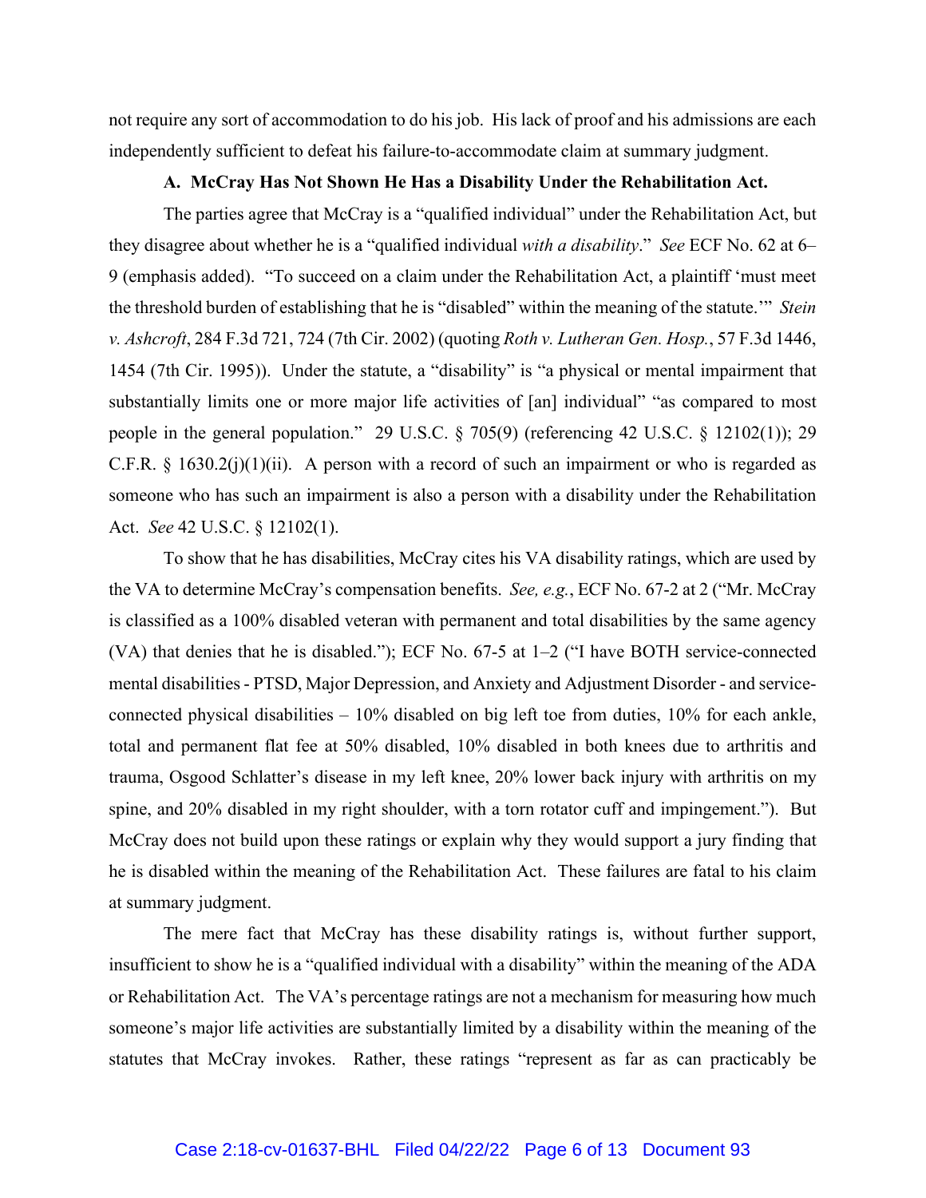not require any sort of accommodation to do his job. His lack of proof and his admissions are each independently sufficient to defeat his failure-to-accommodate claim at summary judgment.

**A. McCray Has Not Shown He Has a Disability Under the Rehabilitation Act.**

The parties agree that McCray is a "qualified individual" under the Rehabilitation Act, but they disagree about whether he is a "qualified individual *with a disability*." *See* ECF No. 62 at 6–9 (emphasis added). "To succeed on a claim under the Rehabilitation Act, a plaintiff 'must meet the threshold burden of establishing that he is "disabled" within the meaning of the statute.'" *Stein v. Ashcroft*, 284 F.3d 721, 724 (7th Cir. 2002) (quoting *Roth v. Lutheran Gen. Hosp.*, 57 F.3d 1446, 1454 (7th Cir. 1995)). Under the statute, a "disability" is "a physical or mental impairment that substantially limits one or more major life activities of [an] individual" "as compared to most people in the general population." 29 U.S.C. § 705(9) (referencing 42 U.S.C. § 12102(1)); 29 C.F.R. § 1630.2(j)(1)(ii). A person with a record of such an impairment or who is regarded as someone who has such an impairment is also a person with a disability under the Rehabilitation Act. *See* 42 U.S.C. § 12102(1).

To show that he has disabilities, McCray cites his VA disability ratings, which are used by the VA to determine McCray's compensation benefits. *See, e.g.*, ECF No. 67-2 at 2 ("Mr. McCray is classified as a 100% disabled veteran with permanent and total disabilities by the same agency (VA) that denies that he is disabled."); ECF No. 67-5 at 1–2 ("I have BOTH service-connected mental disabilities - PTSD, Major Depression, and Anxiety and Adjustment Disorder - and service-connected physical disabilities – 10% disabled on big left toe from duties, 10% for each ankle, total and permanent flat fee at 50% disabled, 10% disabled in both knees due to arthritis and trauma, Osgood Schlatter's disease in my left knee, 20% lower back injury with arthritis on my spine, and 20% disabled in my right shoulder, with a torn rotator cuff and impingement."). But McCray does not build upon these ratings or explain why they would support a jury finding that he is disabled within the meaning of the Rehabilitation Act. These failures are fatal to his claim at summary judgment.

The mere fact that McCray has these disability ratings is, without further support, insufficient to show he is a "qualified individual with a disability" within the meaning of the ADA or Rehabilitation Act. The VA's percentage ratings are not a mechanism for measuring how much someone's major life activities are substantially limited by a disability within the meaning of the statutes that McCray invokes. Rather, these ratings "represent as far as can practicably be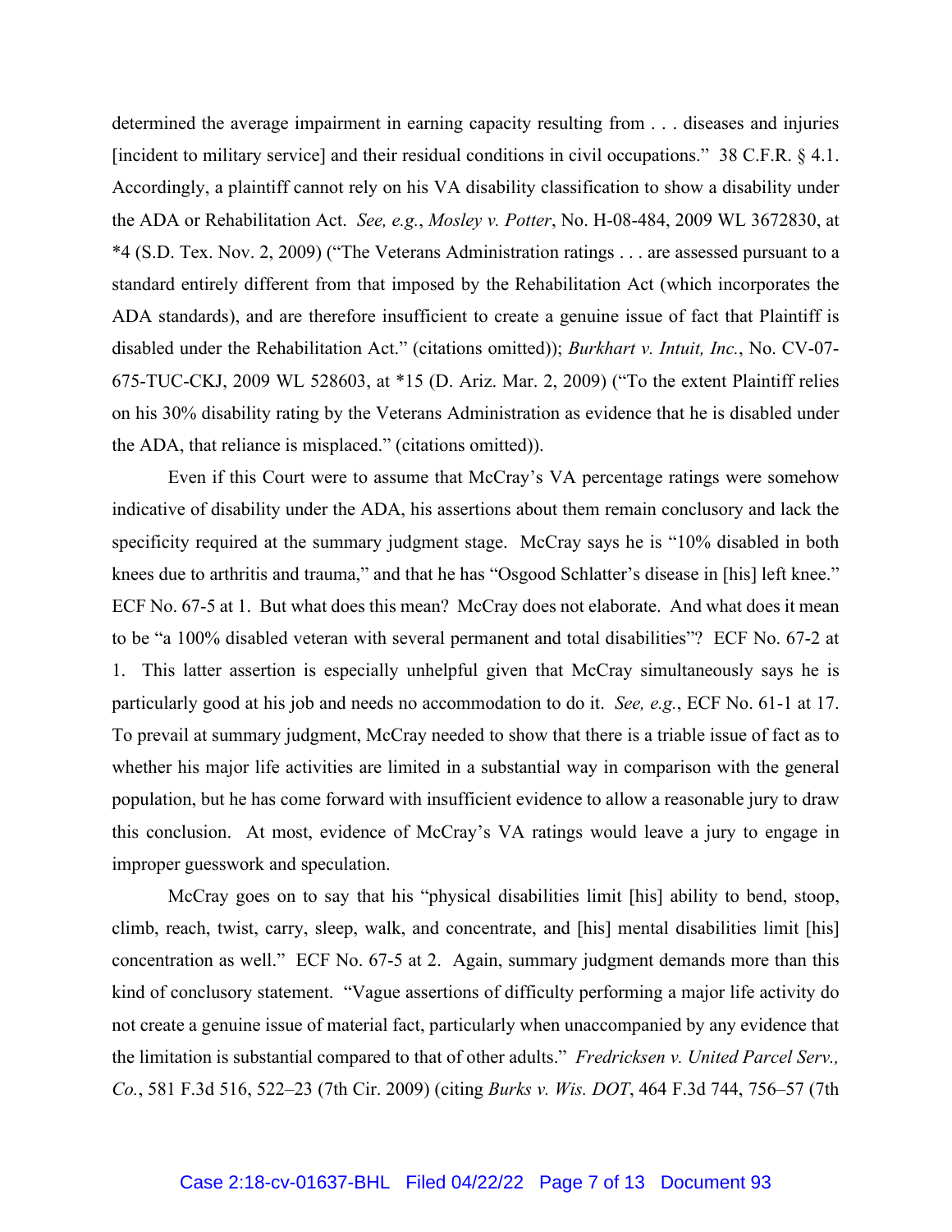determined the average impairment in earning capacity resulting from . . . diseases and injuries [incident to military service] and their residual conditions in civil occupations." 38 C.F.R. § 4.1. Accordingly, a plaintiff cannot rely on his VA disability classification to show a disability under the ADA or Rehabilitation Act. *See, e.g.*, *Mosley v. Potter*, No. H-08-484, 2009 WL 3672830, at *4 (S.D. Tex. Nov. 2, 2009) ("The Veterans Administration ratings . . . are assessed pursuant to a standard entirely different from that imposed by the Rehabilitation Act (which incorporates the ADA standards), and are therefore insufficient to create a genuine issue of fact that Plaintiff is disabled under the Rehabilitation Act." (citations omitted)); *Burkhart v. Intuit, Inc.*, No. CV-07-675-TUC-CKJ, 2009 WL 528603, at *15 (D. Ariz. Mar. 2, 2009) ("To the extent Plaintiff relies on his 30% disability rating by the Veterans Administration as evidence that he is disabled under the ADA, that reliance is misplaced." (citations omitted)).

Even if this Court were to assume that McCray's VA percentage ratings were somehow indicative of disability under the ADA, his assertions about them remain conclusory and lack the specificity required at the summary judgment stage. McCray says he is "10% disabled in both knees due to arthritis and trauma," and that he has "Osgood Schlatter's disease in [his] left knee." ECF No. 67-5 at 1. But what does this mean? McCray does not elaborate. And what does it mean to be "a 100% disabled veteran with several permanent and total disabilities"? ECF No. 67-2 at 1. This latter assertion is especially unhelpful given that McCray simultaneously says he is particularly good at his job and needs no accommodation to do it. *See, e.g.*, ECF No. 61-1 at 17. To prevail at summary judgment, McCray needed to show that there is a triable issue of fact as to whether his major life activities are limited in a substantial way in comparison with the general population, but he has come forward with insufficient evidence to allow a reasonable jury to draw this conclusion. At most, evidence of McCray's VA ratings would leave a jury to engage in improper guesswork and speculation.

McCray goes on to say that his "physical disabilities limit [his] ability to bend, stoop, climb, reach, twist, carry, sleep, walk, and concentrate, and [his] mental disabilities limit [his] concentration as well." ECF No. 67-5 at 2. Again, summary judgment demands more than this kind of conclusory statement. "Vague assertions of difficulty performing a major life activity do not create a genuine issue of material fact, particularly when unaccompanied by any evidence that the limitation is substantial compared to that of other adults." *Fredricksen v. United Parcel Serv., Co.*, 581 F.3d 516, 522–23 (7th Cir. 2009) (citing *Burks v. Wis. DOT*, 464 F.3d 744, 756–57 (7th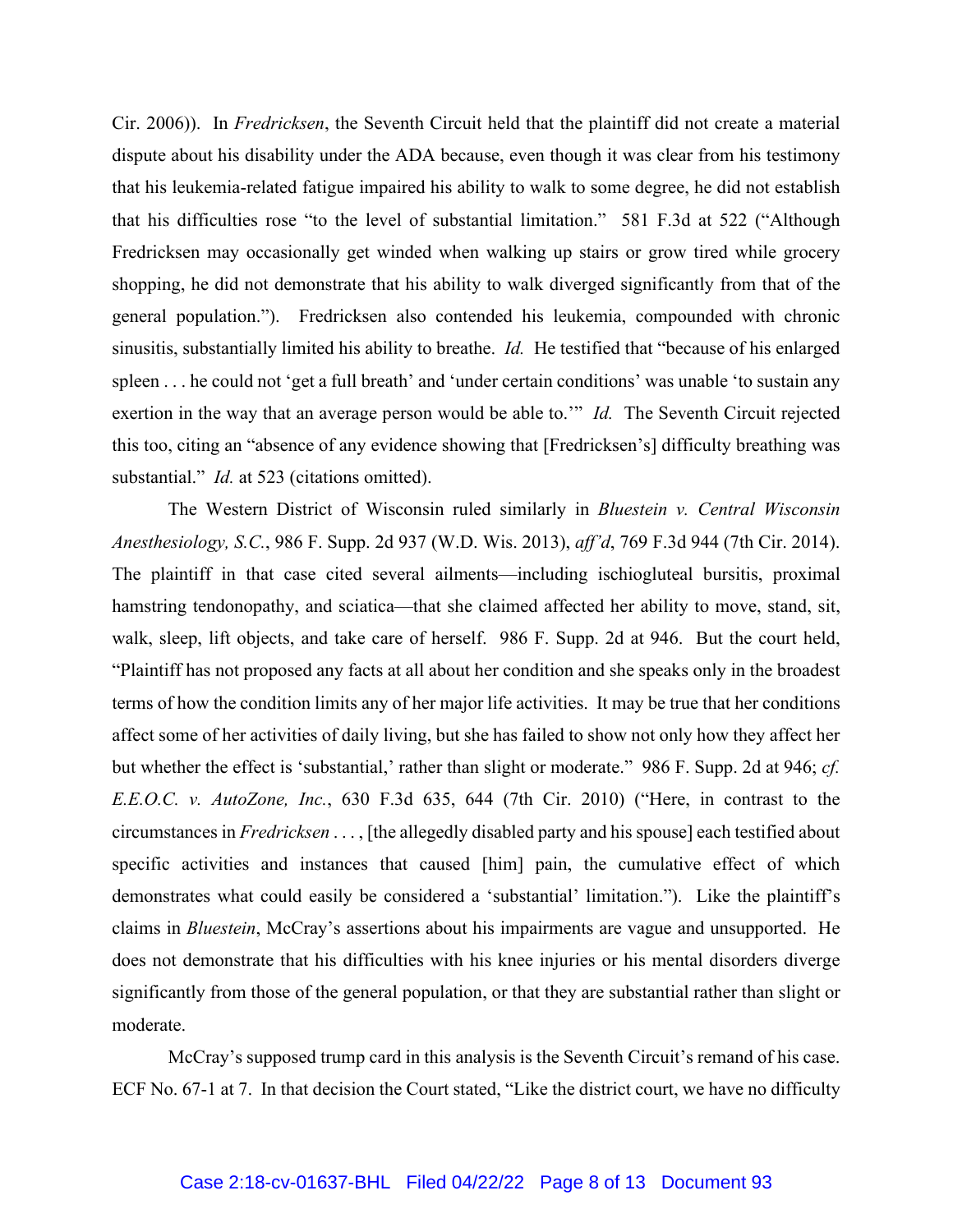Cir. 2006)). In *Fredricksen*, the Seventh Circuit held that the plaintiff did not create a material dispute about his disability under the ADA because, even though it was clear from his testimony that his leukemia-related fatigue impaired his ability to walk to some degree, he did not establish that his difficulties rose "to the level of substantial limitation." 581 F.3d at 522 ("Although Fredricksen may occasionally get winded when walking up stairs or grow tired while grocery shopping, he did not demonstrate that his ability to walk diverged significantly from that of the general population."). Fredricksen also contended his leukemia, compounded with chronic sinusitis, substantially limited his ability to breathe. *Id.* He testified that "because of his enlarged spleen . . . he could not 'get a full breath' and 'under certain conditions' was unable 'to sustain any exertion in the way that an average person would be able to.'" *Id.* The Seventh Circuit rejected this too, citing an "absence of any evidence showing that [Fredricksen's] difficulty breathing was substantial." *Id.* at 523 (citations omitted).

The Western District of Wisconsin ruled similarly in *Bluestein v. Central Wisconsin Anesthesiology, S.C.*, 986 F. Supp. 2d 937 (W.D. Wis. 2013), *aff'd*, 769 F.3d 944 (7th Cir. 2014). The plaintiff in that case cited several ailments—including ischiogluteal bursitis, proximal hamstring tendonopathy, and sciatica—that she claimed affected her ability to move, stand, sit, walk, sleep, lift objects, and take care of herself. 986 F. Supp. 2d at 946. But the court held, "Plaintiff has not proposed any facts at all about her condition and she speaks only in the broadest terms of how the condition limits any of her major life activities. It may be true that her conditions affect some of her activities of daily living, but she has failed to show not only how they affect her but whether the effect is 'substantial,' rather than slight or moderate." 986 F. Supp. 2d at 946; *cf. E.E.O.C. v. AutoZone, Inc.*, 630 F.3d 635, 644 (7th Cir. 2010) ("Here, in contrast to the circumstances in *Fredricksen* . . . , [the allegedly disabled party and his spouse] each testified about specific activities and instances that caused [him] pain, the cumulative effect of which demonstrates what could easily be considered a 'substantial' limitation."). Like the plaintiff's claims in *Bluestein*, McCray's assertions about his impairments are vague and unsupported. He does not demonstrate that his difficulties with his knee injuries or his mental disorders diverge significantly from those of the general population, or that they are substantial rather than slight or moderate.

McCray's supposed trump card in this analysis is the Seventh Circuit's remand of his case. ECF No. 67-1 at 7. In that decision the Court stated, "Like the district court, we have no difficulty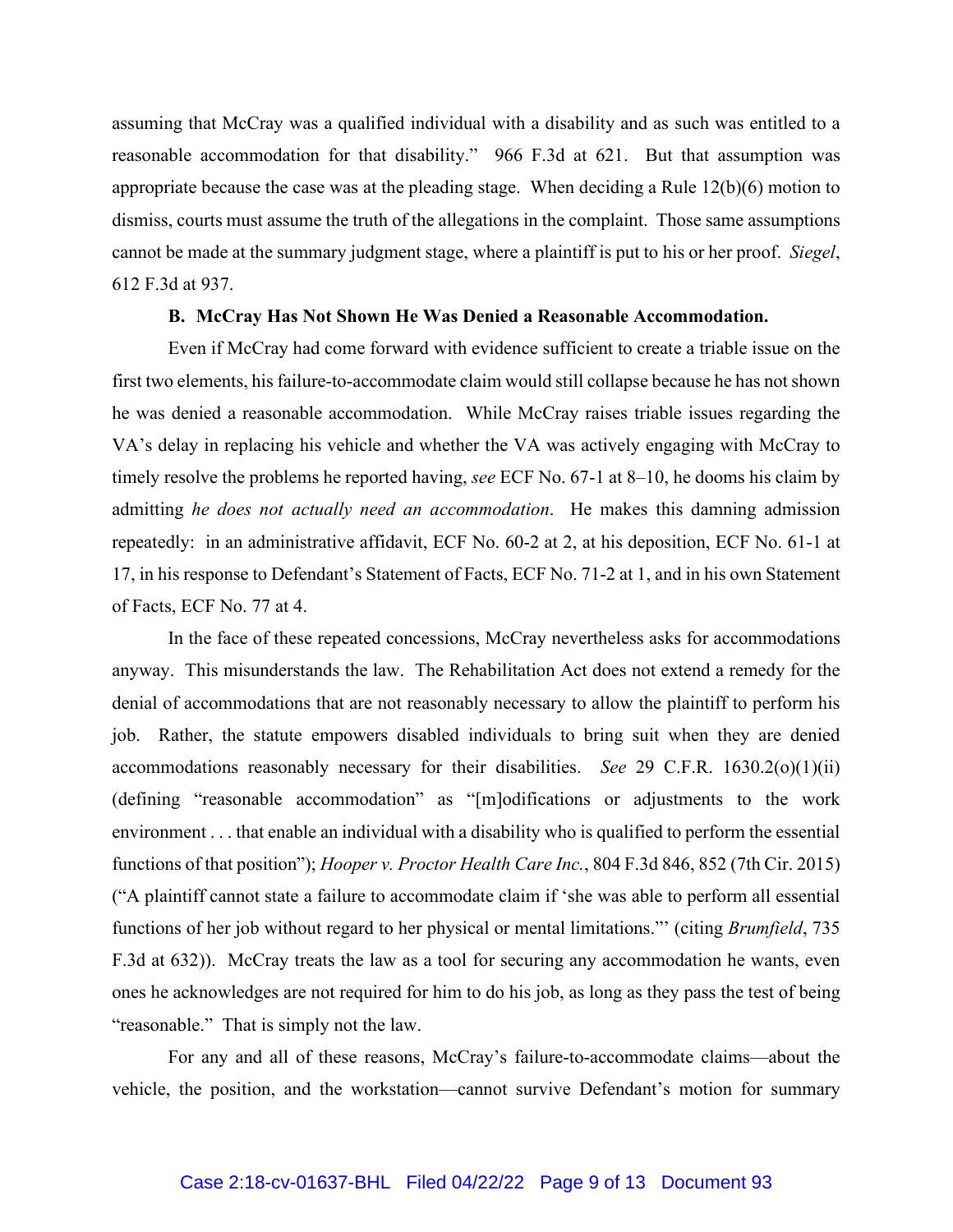assuming that McCray was a qualified individual with a disability and as such was entitled to a reasonable accommodation for that disability." 966 F.3d at 621. But that assumption was appropriate because the case was at the pleading stage. When deciding a Rule 12(b)(6) motion to dismiss, courts must assume the truth of the allegations in the complaint. Those same assumptions cannot be made at the summary judgment stage, where a plaintiff is put to his or her proof. *Siegel*, 612 F.3d at 937.

### B. McCray Has Not Shown He Was Denied a Reasonable Accommodation.

Even if McCray had come forward with evidence sufficient to create a triable issue on the first two elements, his failure-to-accommodate claim would still collapse because he has not shown he was denied a reasonable accommodation. While McCray raises triable issues regarding the VA's delay in replacing his vehicle and whether the VA was actively engaging with McCray to timely resolve the problems he reported having, *see* ECF No. 67-1 at 8–10, he dooms his claim by admitting *he does not actually need an accommodation*. He makes this damning admission repeatedly: in an administrative affidavit, ECF No. 60-2 at 2, at his deposition, ECF No. 61-1 at 17, in his response to Defendant's Statement of Facts, ECF No. 71-2 at 1, and in his own Statement of Facts, ECF No. 77 at 4.

In the face of these repeated concessions, McCray nevertheless asks for accommodations anyway. This misunderstands the law. The Rehabilitation Act does not extend a remedy for the denial of accommodations that are not reasonably necessary to allow the plaintiff to perform his job. Rather, the statute empowers disabled individuals to bring suit when they are denied accommodations reasonably necessary for their disabilities. *See* 29 C.F.R. 1630.2(o)(1)(ii) (defining "reasonable accommodation" as "[m]odifications or adjustments to the work environment . . . that enable an individual with a disability who is qualified to perform the essential functions of that position"); *Hooper v. Proctor Health Care Inc.*, 804 F.3d 846, 852 (7th Cir. 2015) ("A plaintiff cannot state a failure to accommodate claim if 'she was able to perform all essential functions of her job without regard to her physical or mental limitations.'" (citing *Brumfield*, 735 F.3d at 632)). McCray treats the law as a tool for securing any accommodation he wants, even ones he acknowledges are not required for him to do his job, as long as they pass the test of being "reasonable." That is simply not the law.

For any and all of these reasons, McCray's failure-to-accommodate claims—about the vehicle, the position, and the workstation—cannot survive Defendant's motion for summary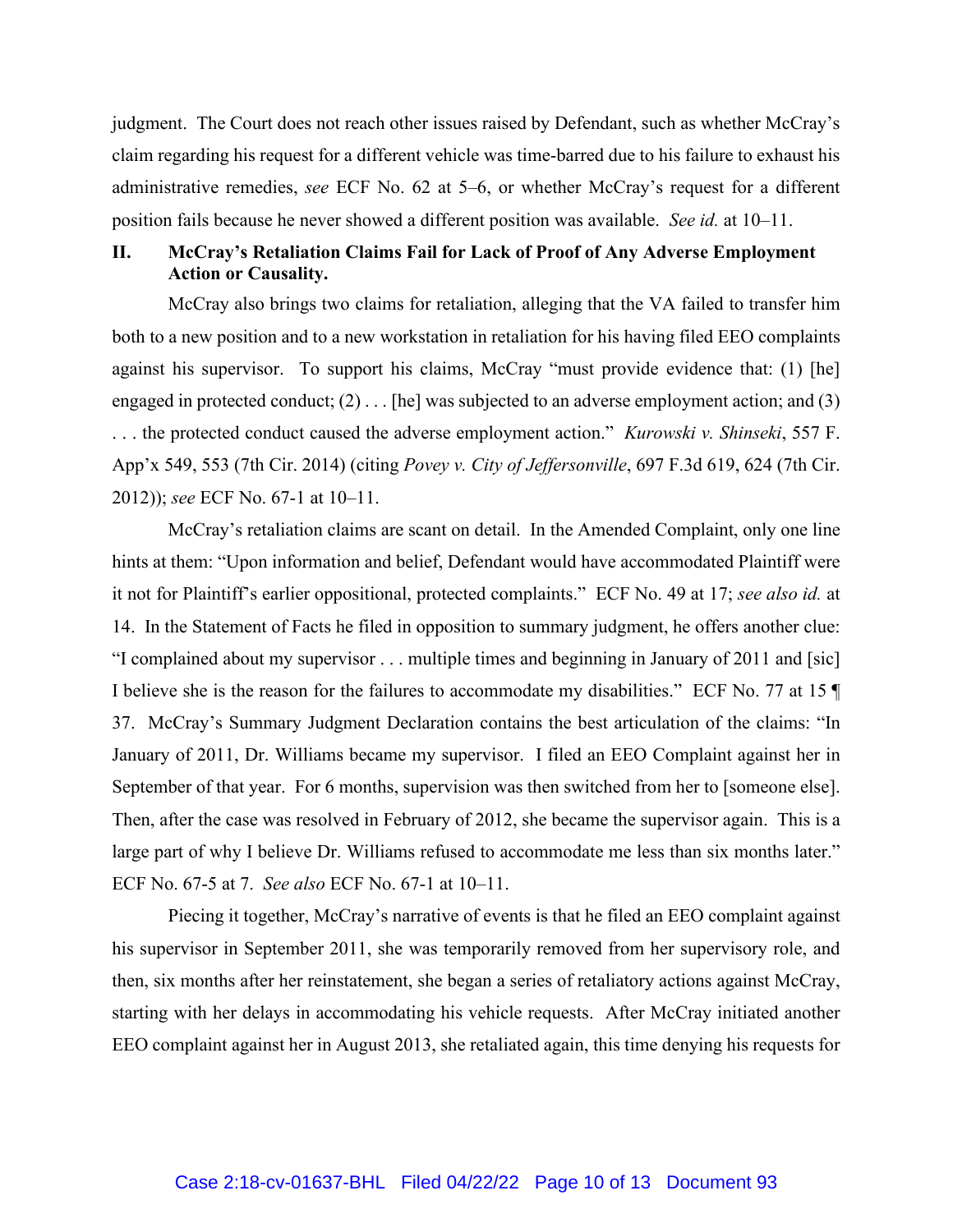judgment. The Court does not reach other issues raised by Defendant, such as whether McCray's claim regarding his request for a different vehicle was time-barred due to his failure to exhaust his administrative remedies, *see* ECF No. 62 at 5–6, or whether McCray's request for a different position fails because he never showed a different position was available. *See id.* at 10–11.

## II. McCray's Retaliation Claims Fail for Lack of Proof of Any Adverse Employment Action or Causality.

McCray also brings two claims for retaliation, alleging that the VA failed to transfer him both to a new position and to a new workstation in retaliation for his having filed EEO complaints against his supervisor. To support his claims, McCray "must provide evidence that: (1) [he] engaged in protected conduct; (2) . . . [he] was subjected to an adverse employment action; and (3) . . . the protected conduct caused the adverse employment action." *Kurowski v. Shinseki*, 557 F. App'x 549, 553 (7th Cir. 2014) (citing *Povey v. City of Jeffersonville*, 697 F.3d 619, 624 (7th Cir. 2012)); *see* ECF No. 67-1 at 10–11.

McCray's retaliation claims are scant on detail. In the Amended Complaint, only one line hints at them: "Upon information and belief, Defendant would have accommodated Plaintiff were it not for Plaintiff's earlier oppositional, protected complaints." ECF No. 49 at 17; *see also id.* at 14. In the Statement of Facts he filed in opposition to summary judgment, he offers another clue: "I complained about my supervisor . . . multiple times and beginning in January of 2011 and [sic] I believe she is the reason for the failures to accommodate my disabilities." ECF No. 77 at 15 ¶ 37. McCray's Summary Judgment Declaration contains the best articulation of the claims: "In January of 2011, Dr. Williams became my supervisor. I filed an EEO Complaint against her in September of that year. For 6 months, supervision was then switched from her to [someone else]. Then, after the case was resolved in February of 2012, she became the supervisor again. This is a large part of why I believe Dr. Williams refused to accommodate me less than six months later." ECF No. 67-5 at 7. *See also* ECF No. 67-1 at 10–11.

Piecing it together, McCray's narrative of events is that he filed an EEO complaint against his supervisor in September 2011, she was temporarily removed from her supervisory role, and then, six months after her reinstatement, she began a series of retaliatory actions against McCray, starting with her delays in accommodating his vehicle requests. After McCray initiated another EEO complaint against her in August 2013, she retaliated again, this time denying his requests for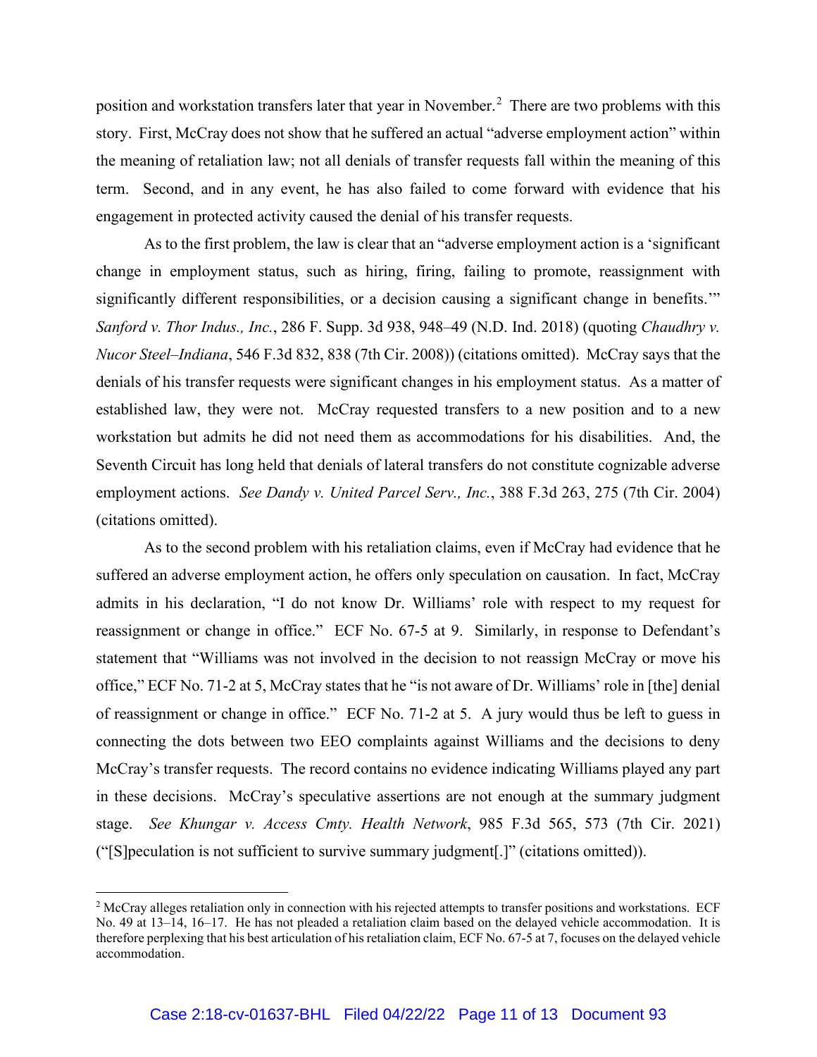position and workstation transfers later that year in November.[2] There are two problems with this story. First, McCray does not show that he suffered an actual "adverse employment action" within the meaning of retaliation law; not all denials of transfer requests fall within the meaning of this term. Second, and in any event, he has also failed to come forward with evidence that his engagement in protected activity caused the denial of his transfer requests.

As to the first problem, the law is clear that an "adverse employment action is a 'significant change in employment status, such as hiring, firing, failing to promote, reassignment with significantly different responsibilities, or a decision causing a significant change in benefits.'" *Sanford v. Thor Indus., Inc.*, 286 F. Supp. 3d 938, 948–49 (N.D. Ind. 2018) (quoting *Chaudhry v. Nucor Steel–Indiana*, 546 F.3d 832, 838 (7th Cir. 2008)) (citations omitted). McCray says that the denials of his transfer requests were significant changes in his employment status. As a matter of established law, they were not. McCray requested transfers to a new position and to a new workstation but admits he did not need them as accommodations for his disabilities. And, the Seventh Circuit has long held that denials of lateral transfers do not constitute cognizable adverse employment actions. *See Dandy v. United Parcel Serv., Inc.*, 388 F.3d 263, 275 (7th Cir. 2004) (citations omitted).

As to the second problem with his retaliation claims, even if McCray had evidence that he suffered an adverse employment action, he offers only speculation on causation. In fact, McCray admits in his declaration, "I do not know Dr. Williams' role with respect to my request for reassignment or change in office." ECF No. 67-5 at 9. Similarly, in response to Defendant's statement that "Williams was not involved in the decision to not reassign McCray or move his office," ECF No. 71-2 at 5, McCray states that he "is not aware of Dr. Williams' role in [the] denial of reassignment or change in office." ECF No. 71-2 at 5. A jury would thus be left to guess in connecting the dots between two EEO complaints against Williams and the decisions to deny McCray's transfer requests. The record contains no evidence indicating Williams played any part in these decisions. McCray's speculative assertions are not enough at the summary judgment stage. *See Khungar v. Access Cmty. Health Network*, 985 F.3d 565, 573 (7th Cir. 2021) ("[S]peculation is not sufficient to survive summary judgment[.]" (citations omitted)).

---

[2] McCray alleges retaliation only in connection with his rejected attempts to transfer positions and workstations. ECF No. 49 at 13–14, 16–17. He has not pleaded a retaliation claim based on the delayed vehicle accommodation. It is therefore perplexing that his best articulation of his retaliation claim, ECF No. 67-5 at 7, focuses on the delayed vehicle accommodation.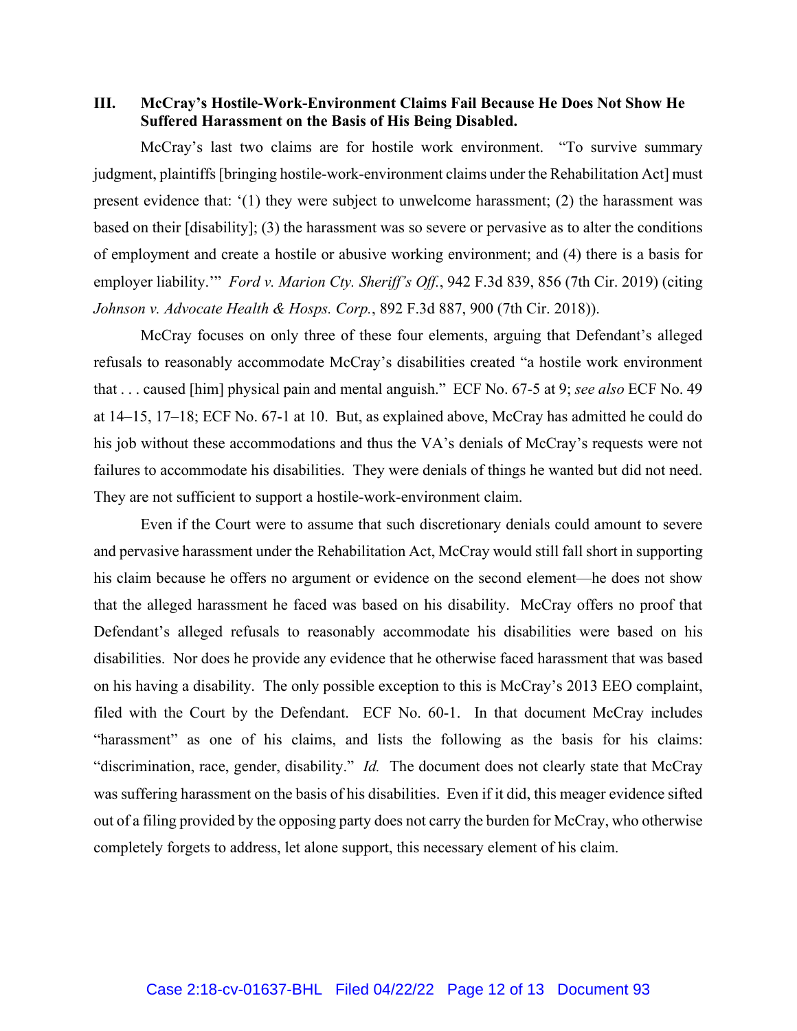### III. McCray's Hostile-Work-Environment Claims Fail Because He Does Not Show He Suffered Harassment on the Basis of His Being Disabled.

McCray's last two claims are for hostile work environment. "To survive summary judgment, plaintiffs [bringing hostile-work-environment claims under the Rehabilitation Act] must present evidence that: '(1) they were subject to unwelcome harassment; (2) the harassment was based on their [disability]; (3) the harassment was so severe or pervasive as to alter the conditions of employment and create a hostile or abusive working environment; and (4) there is a basis for employer liability.'" *Ford v. Marion Cty. Sheriff's Off.*, 942 F.3d 839, 856 (7th Cir. 2019) (citing *Johnson v. Advocate Health & Hosps. Corp.*, 892 F.3d 887, 900 (7th Cir. 2018)).

McCray focuses on only three of these four elements, arguing that Defendant's alleged refusals to reasonably accommodate McCray's disabilities created "a hostile work environment that . . . caused [him] physical pain and mental anguish." ECF No. 67-5 at 9; *see also* ECF No. 49 at 14–15, 17–18; ECF No. 67-1 at 10. But, as explained above, McCray has admitted he could do his job without these accommodations and thus the VA's denials of McCray's requests were not failures to accommodate his disabilities. They were denials of things he wanted but did not need. They are not sufficient to support a hostile-work-environment claim.

Even if the Court were to assume that such discretionary denials could amount to severe and pervasive harassment under the Rehabilitation Act, McCray would still fall short in supporting his claim because he offers no argument or evidence on the second element—he does not show that the alleged harassment he faced was based on his disability. McCray offers no proof that Defendant's alleged refusals to reasonably accommodate his disabilities were based on his disabilities. Nor does he provide any evidence that he otherwise faced harassment that was based on his having a disability. The only possible exception to this is McCray's 2013 EEO complaint, filed with the Court by the Defendant. ECF No. 60-1. In that document McCray includes "harassment" as one of his claims, and lists the following as the basis for his claims: "discrimination, race, gender, disability." *Id.* The document does not clearly state that McCray was suffering harassment on the basis of his disabilities. Even if it did, this meager evidence sifted out of a filing provided by the opposing party does not carry the burden for McCray, who otherwise completely forgets to address, let alone support, this necessary element of his claim.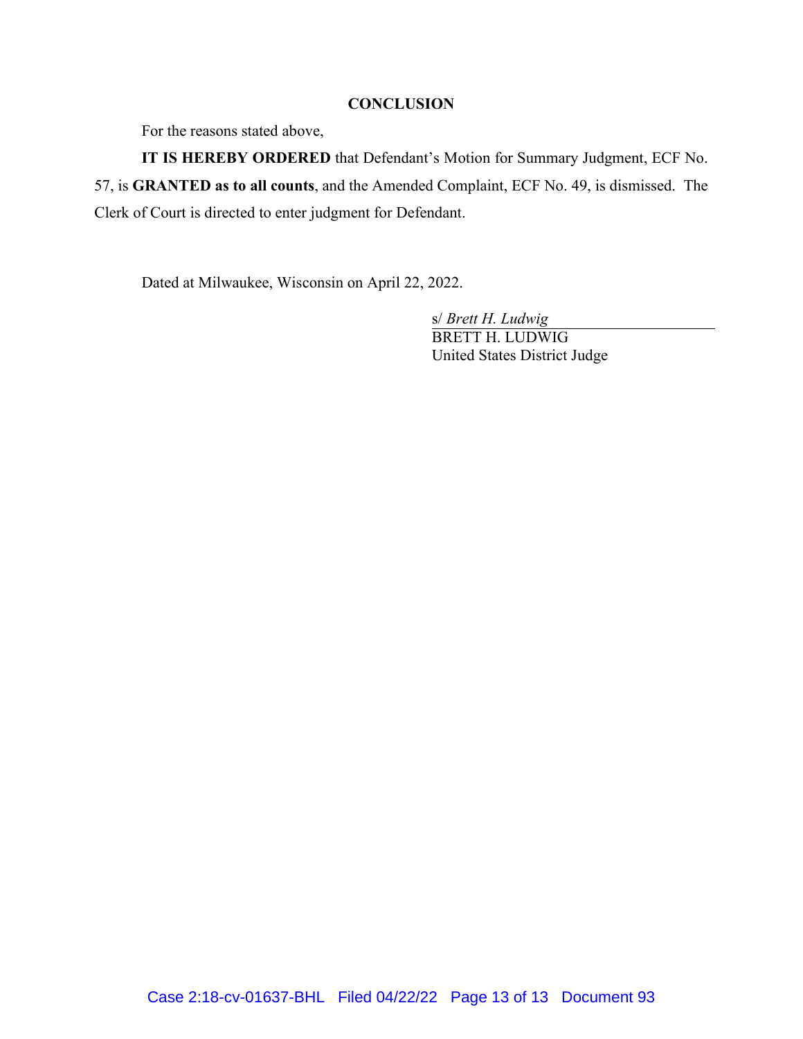## CONCLUSION

For the reasons stated above,

**IT IS HEREBY ORDERED** that Defendant's Motion for Summary Judgment, ECF No. 57, is **GRANTED as to all counts**, and the Amended Complaint, ECF No. 49, is dismissed. The Clerk of Court is directed to enter judgment for Defendant.

Dated at Milwaukee, Wisconsin on April 22, 2022.

s/ *Brett H. Ludwig*
BRETT H. LUDWIG
United States District Judge